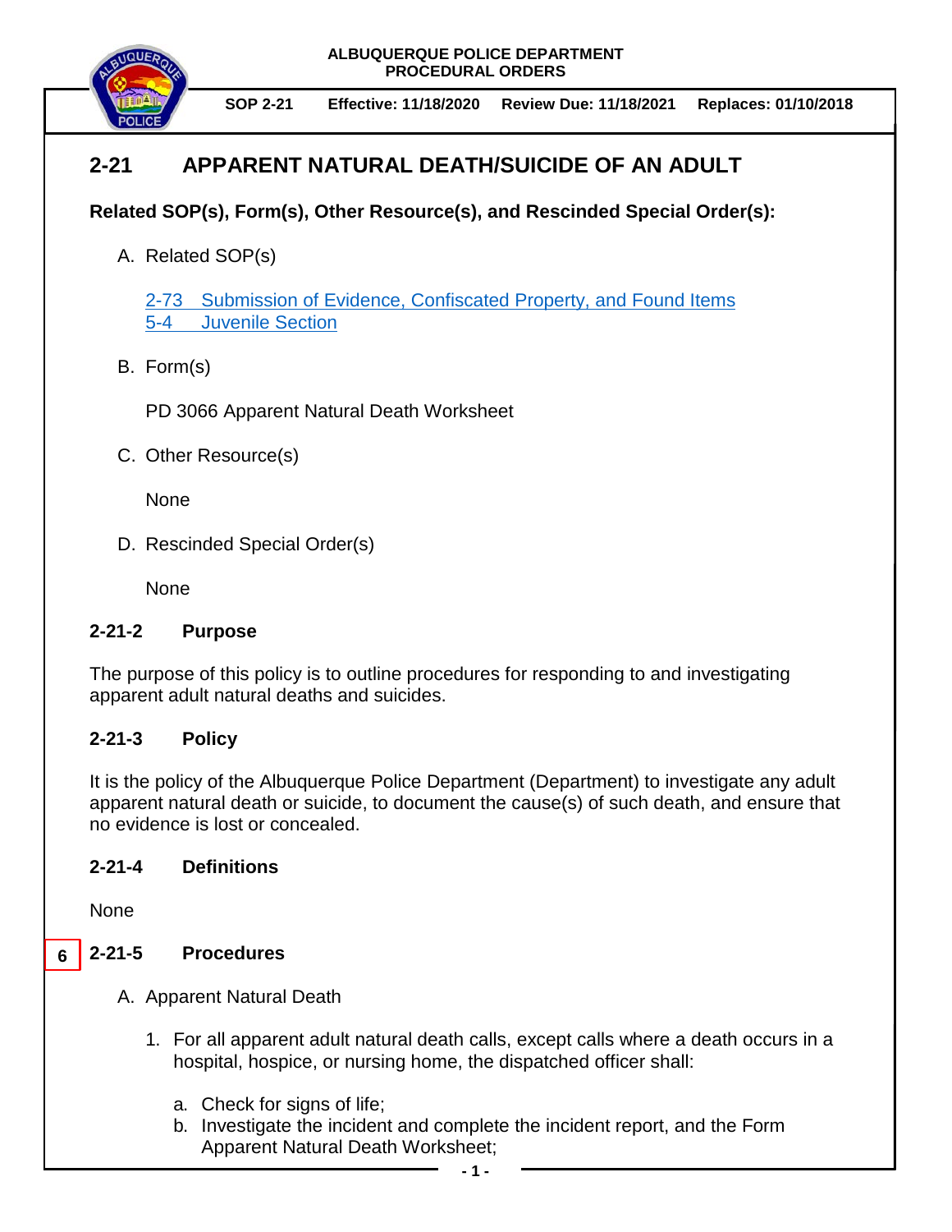ALBUQUERQUE POLICE DEPARTMENT
PROCEDURAL ORDERS

**SOP 2-21** **Effective: 11/18/2020** **Review Due: 11/18/2021** **Replaces: 01/10/2018**

# 2-21 APPARENT NATURAL DEATH/SUICIDE OF AN ADULT

**Related SOP(s), Form(s), Other Resource(s), and Rescinded Special Order(s):**

A. Related SOP(s)

   2-73 Submission of Evidence, Confiscated Property, and Found Items
   5-4 Juvenile Section

B. Form(s)

   PD 3066 Apparent Natural Death Worksheet

C. Other Resource(s)

   None

D. Rescinded Special Order(s)

   None

## 2-21-2 Purpose

The purpose of this policy is to outline procedures for responding to and investigating apparent adult natural deaths and suicides.

## 2-21-3 Policy

It is the policy of the Albuquerque Police Department (Department) to investigate any adult apparent natural death or suicide, to document the cause(s) of such death, and ensure that no evidence is lost or concealed.

## 2-21-4 Definitions

None

## 6 2-21-5 Procedures

A. Apparent Natural Death

   1. For all apparent adult natural death calls, except calls where a death occurs in a hospital, hospice, or nursing home, the dispatched officer shall:

      a. Check for signs of life;
      b. Investigate the incident and complete the incident report, and the Form Apparent Natural Death Worksheet;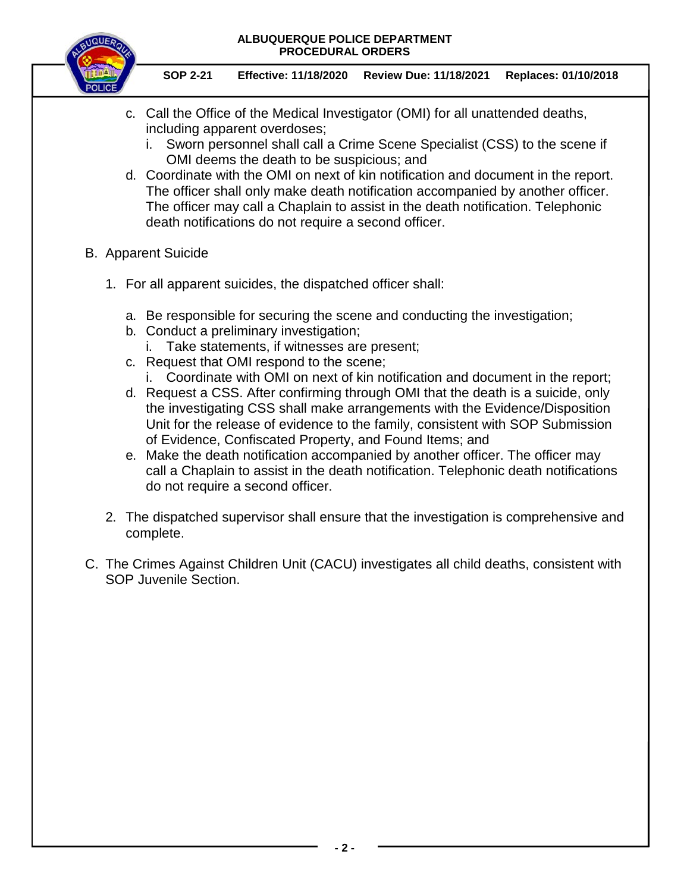c. Call the Office of the Medical Investigator (OMI) for all unattended deaths, including apparent overdoses;
   i. Sworn personnel shall call a Crime Scene Specialist (CSS) to the scene if OMI deems the death to be suspicious; and
d. Coordinate with the OMI on next of kin notification and document in the report. The officer shall only make death notification accompanied by another officer. The officer may call a Chaplain to assist in the death notification. Telephonic death notifications do not require a second officer.

B. Apparent Suicide

1. For all apparent suicides, the dispatched officer shall:

   a. Be responsible for securing the scene and conducting the investigation;
   b. Conduct a preliminary investigation;
      i. Take statements, if witnesses are present;
   c. Request that OMI respond to the scene;
      i. Coordinate with OMI on next of kin notification and document in the report;
   d. Request a CSS. After confirming through OMI that the death is a suicide, only the investigating CSS shall make arrangements with the Evidence/Disposition Unit for the release of evidence to the family, consistent with SOP Submission of Evidence, Confiscated Property, and Found Items; and
   e. Make the death notification accompanied by another officer. The officer may call a Chaplain to assist in the death notification. Telephonic death notifications do not require a second officer.

2. The dispatched supervisor shall ensure that the investigation is comprehensive and complete.

C. The Crimes Against Children Unit (CACU) investigates all child deaths, consistent with SOP Juvenile Section.